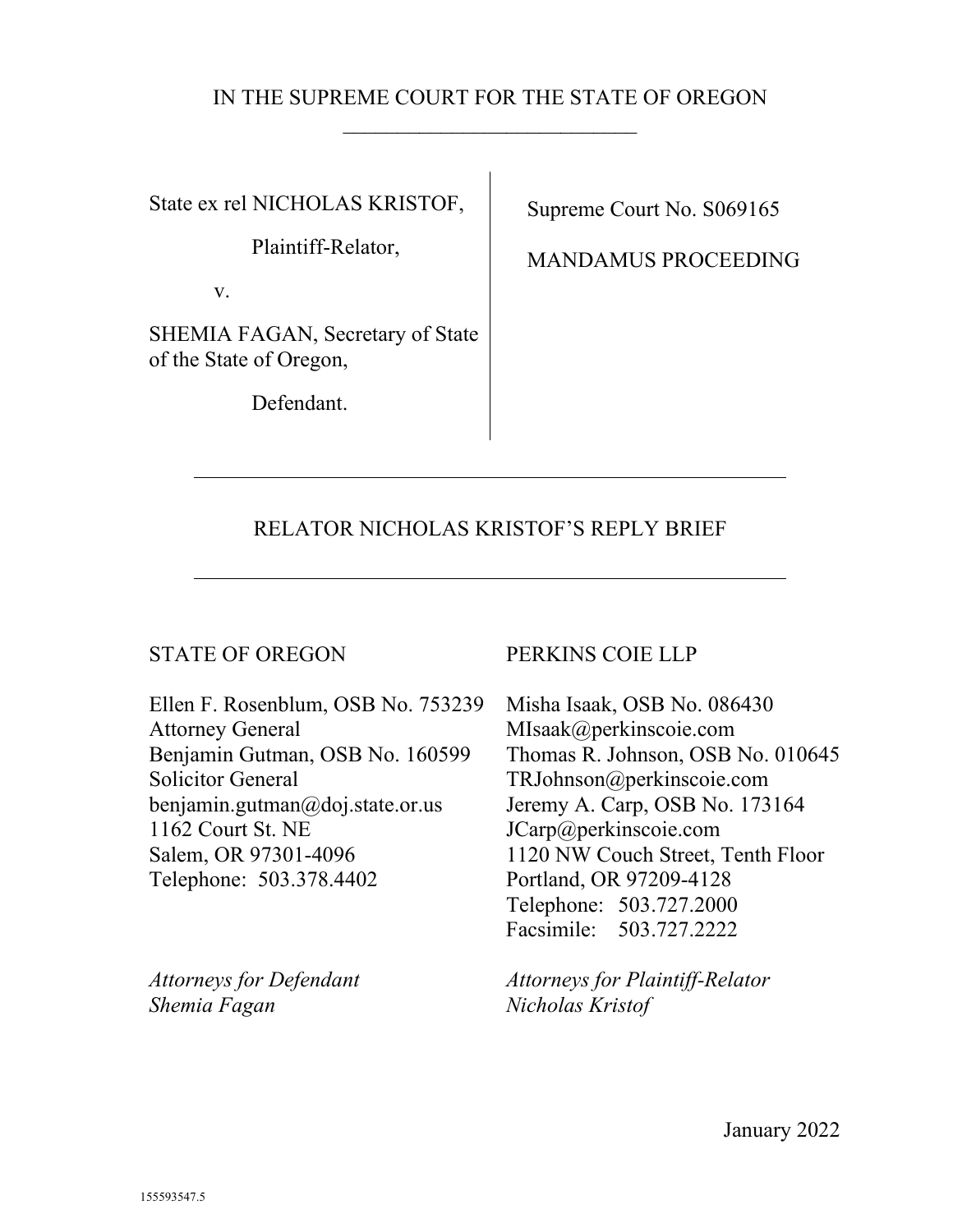IN THE SUPREME COURT FOR THE STATE OF OREGON

---

| | |
|---|---|
| State ex rel NICHOLAS KRISTOF,<br><br>Plaintiff-Relator,<br><br>v.<br><br>SHEMIA FAGAN, Secretary of State of the State of Oregon,<br><br>Defendant. | Supreme Court No. S069165<br><br>MANDAMUS PROCEEDING |

---

RELATOR NICHOLAS KRISTOF'S REPLY BRIEF

---

STATE OF OREGON

Ellen F. Rosenblum, OSB No. 753239
Attorney General
Benjamin Gutman, OSB No. 160599
Solicitor General
benjamin.gutman@doj.state.or.us
1162 Court St. NE
Salem, OR 97301-4096
Telephone: 503.378.4402

*Attorneys for Defendant Shemia Fagan*

PERKINS COIE LLP

Misha Isaak, OSB No. 086430
MIsaak@perkinscoie.com
Thomas R. Johnson, OSB No. 010645
TRJohnson@perkinscoie.com
Jeremy A. Carp, OSB No. 173164
JCarp@perkinscoie.com
1120 NW Couch Street, Tenth Floor
Portland, OR 97209-4128
Telephone: 503.727.2000
Facsimile: 503.727.2222

*Attorneys for Plaintiff-Relator Nicholas Kristof*

January 2022

155593547.5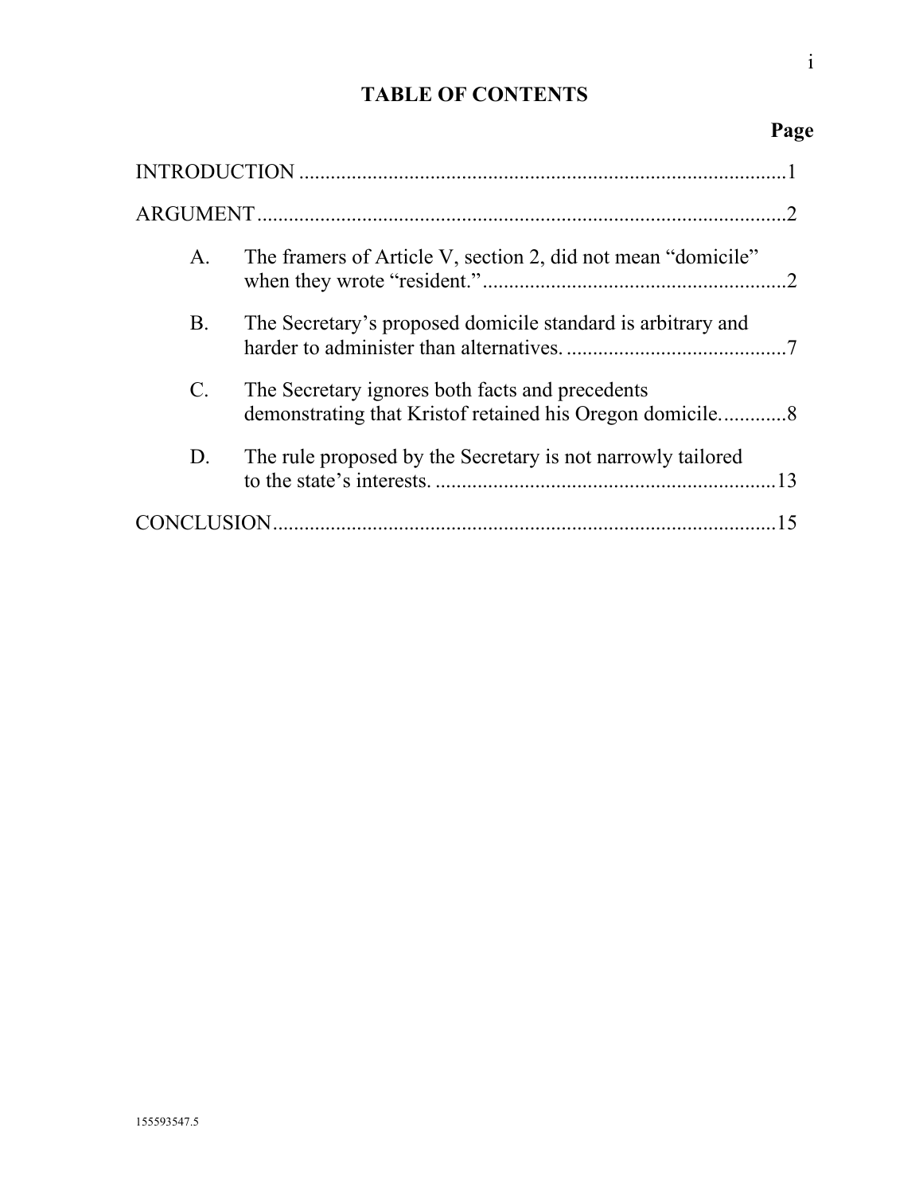# TABLE OF CONTENTS

| | Page |
|---|---|
| INTRODUCTION | 1 |
| ARGUMENT | 2 |
| A. The framers of Article V, section 2, did not mean "domicile" when they wrote "resident." | 2 |
| B. The Secretary's proposed domicile standard is arbitrary and harder to administer than alternatives. | 7 |
| C. The Secretary ignores both facts and precedents demonstrating that Kristof retained his Oregon domicile. | 8 |
| D. The rule proposed by the Secretary is not narrowly tailored to the state's interests. | 13 |
| CONCLUSION | 15 |

155593547.5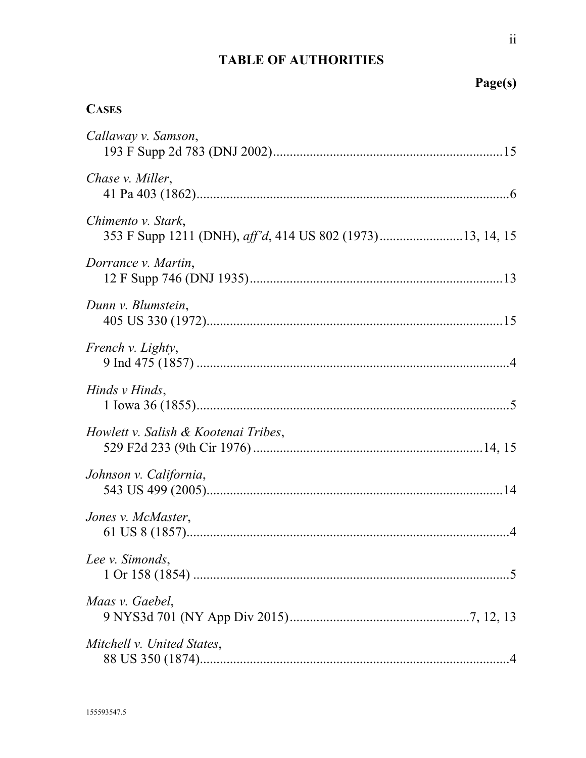## TABLE OF AUTHORITIES

**Page(s)**

**CASES**

*Callaway v. Samson*, 193 F Supp 2d 783 (DNJ 2002) .......... 15

*Chase v. Miller*, 41 Pa 403 (1862) .......... 6

*Chimento v. Stark*, 353 F Supp 1211 (DNH), *aff'd*, 414 US 802 (1973) .......... 13, 14, 15

*Dorrance v. Martin*, 12 F Supp 746 (DNJ 1935) .......... 13

*Dunn v. Blumstein*, 405 US 330 (1972) .......... 15

*French v. Lighty*, 9 Ind 475 (1857) .......... 4

*Hinds v Hinds*, 1 Iowa 36 (1855) .......... 5

*Howlett v. Salish & Kootenai Tribes*, 529 F2d 233 (9th Cir 1976) .......... 14, 15

*Johnson v. California*, 543 US 499 (2005) .......... 14

*Jones v. McMaster*, 61 US 8 (1857) .......... 4

*Lee v. Simonds*, 1 Or 158 (1854) .......... 5

*Maas v. Gaebel*, 9 NYS3d 701 (NY App Div 2015) .......... 7, 12, 13

*Mitchell v. United States*, 88 US 350 (1874) .......... 4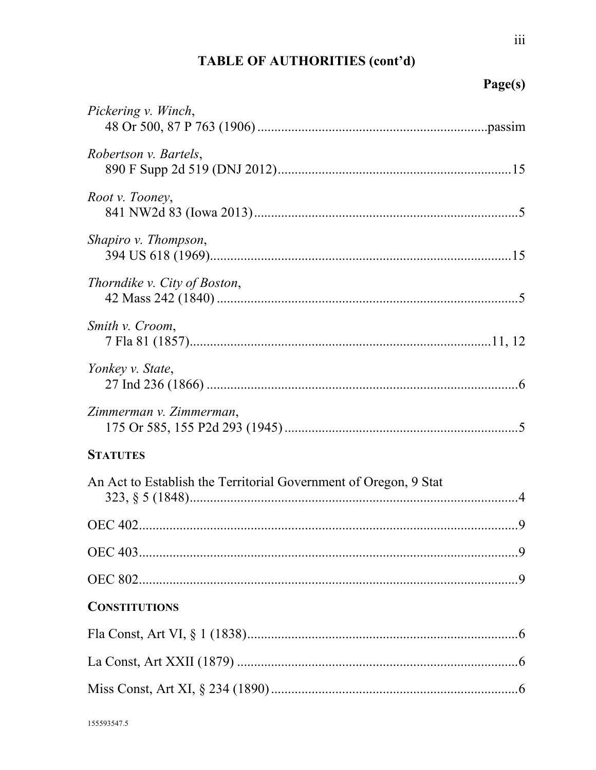## TABLE OF AUTHORITIES (cont'd)

**Page(s)**

*Pickering v. Winch*,
48 Or 500, 87 P 763 (1906) .....passim

*Robertson v. Bartels*,
890 F Supp 2d 519 (DNJ 2012) .....15

*Root v. Tooney*,
841 NW2d 83 (Iowa 2013) .....5

*Shapiro v. Thompson*,
394 US 618 (1969) .....15

*Thorndike v. City of Boston*,
42 Mass 242 (1840) .....5

*Smith v. Croom*,
7 Fla 81 (1857) .....11, 12

*Yonkey v. State*,
27 Ind 236 (1866) .....6

*Zimmerman v. Zimmerman*,
175 Or 585, 155 P2d 293 (1945) .....5

**STATUTES**

An Act to Establish the Territorial Government of Oregon, 9 Stat 323, § 5 (1848) .....4

OEC 402 .....9

OEC 403 .....9

OEC 802 .....9

**CONSTITUTIONS**

Fla Const, Art VI, § 1 (1838) .....6

La Const, Art XXII (1879) .....6

Miss Const, Art XI, § 234 (1890) .....6

155593547.5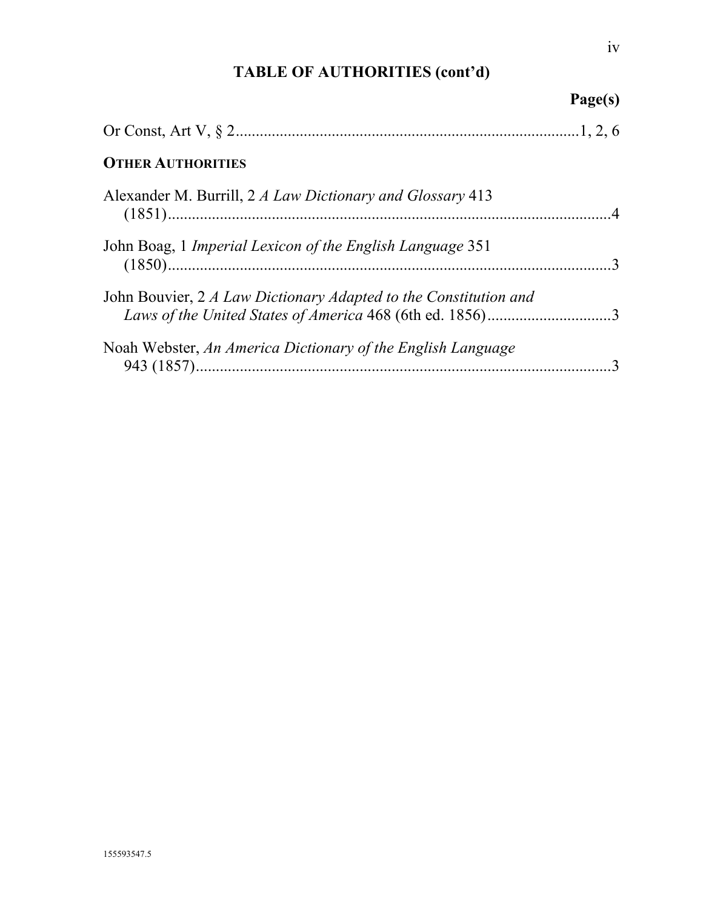## TABLE OF AUTHORITIES (cont'd)

**Page(s)**

Or Const, Art V, § 2 ..................................................................................... 1, 2, 6

**OTHER AUTHORITIES**

Alexander M. Burrill, 2 *A Law Dictionary and Glossary* 413 (1851) ................................................................................................................ 4

John Boag, 1 *Imperial Lexicon of the English Language* 351 (1850) ................................................................................................................ 3

John Bouvier, 2 *A Law Dictionary Adapted to the Constitution and Laws of the United States of America* 468 (6th ed. 1856) ............................... 3

Noah Webster, *An America Dictionary of the English Language* 943 (1857) ......................................................................................................... 3

155593547.5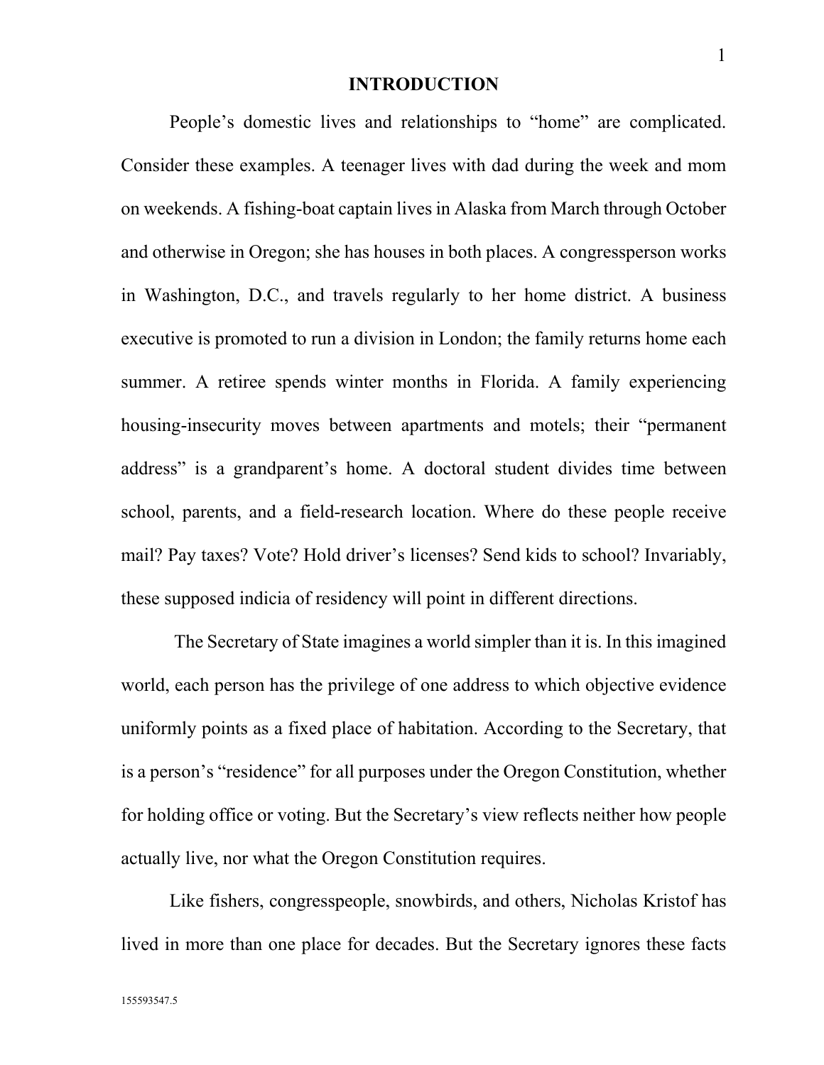## INTRODUCTION

People's domestic lives and relationships to "home" are complicated. Consider these examples. A teenager lives with dad during the week and mom on weekends. A fishing-boat captain lives in Alaska from March through October and otherwise in Oregon; she has houses in both places. A congressperson works in Washington, D.C., and travels regularly to her home district. A business executive is promoted to run a division in London; the family returns home each summer. A retiree spends winter months in Florida. A family experiencing housing-insecurity moves between apartments and motels; their "permanent address" is a grandparent's home. A doctoral student divides time between school, parents, and a field-research location. Where do these people receive mail? Pay taxes? Vote? Hold driver's licenses? Send kids to school? Invariably, these supposed indicia of residency will point in different directions.

The Secretary of State imagines a world simpler than it is. In this imagined world, each person has the privilege of one address to which objective evidence uniformly points as a fixed place of habitation. According to the Secretary, that is a person's "residence" for all purposes under the Oregon Constitution, whether for holding office or voting. But the Secretary's view reflects neither how people actually live, nor what the Oregon Constitution requires.

Like fishers, congresspeople, snowbirds, and others, Nicholas Kristof has lived in more than one place for decades. But the Secretary ignores these facts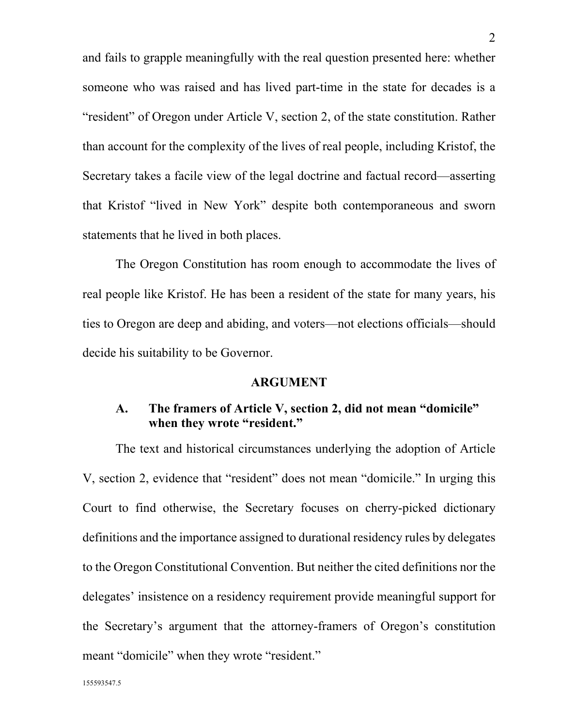and fails to grapple meaningfully with the real question presented here: whether someone who was raised and has lived part-time in the state for decades is a "resident" of Oregon under Article V, section 2, of the state constitution. Rather than account for the complexity of the lives of real people, including Kristof, the Secretary takes a facile view of the legal doctrine and factual record—asserting that Kristof "lived in New York" despite both contemporaneous and sworn statements that he lived in both places.

The Oregon Constitution has room enough to accommodate the lives of real people like Kristof. He has been a resident of the state for many years, his ties to Oregon are deep and abiding, and voters—not elections officials—should decide his suitability to be Governor.

## ARGUMENT

### A. The framers of Article V, section 2, did not mean "domicile" when they wrote "resident."

The text and historical circumstances underlying the adoption of Article V, section 2, evidence that "resident" does not mean "domicile." In urging this Court to find otherwise, the Secretary focuses on cherry-picked dictionary definitions and the importance assigned to durational residency rules by delegates to the Oregon Constitutional Convention. But neither the cited definitions nor the delegates' insistence on a residency requirement provide meaningful support for the Secretary's argument that the attorney-framers of Oregon's constitution meant "domicile" when they wrote "resident."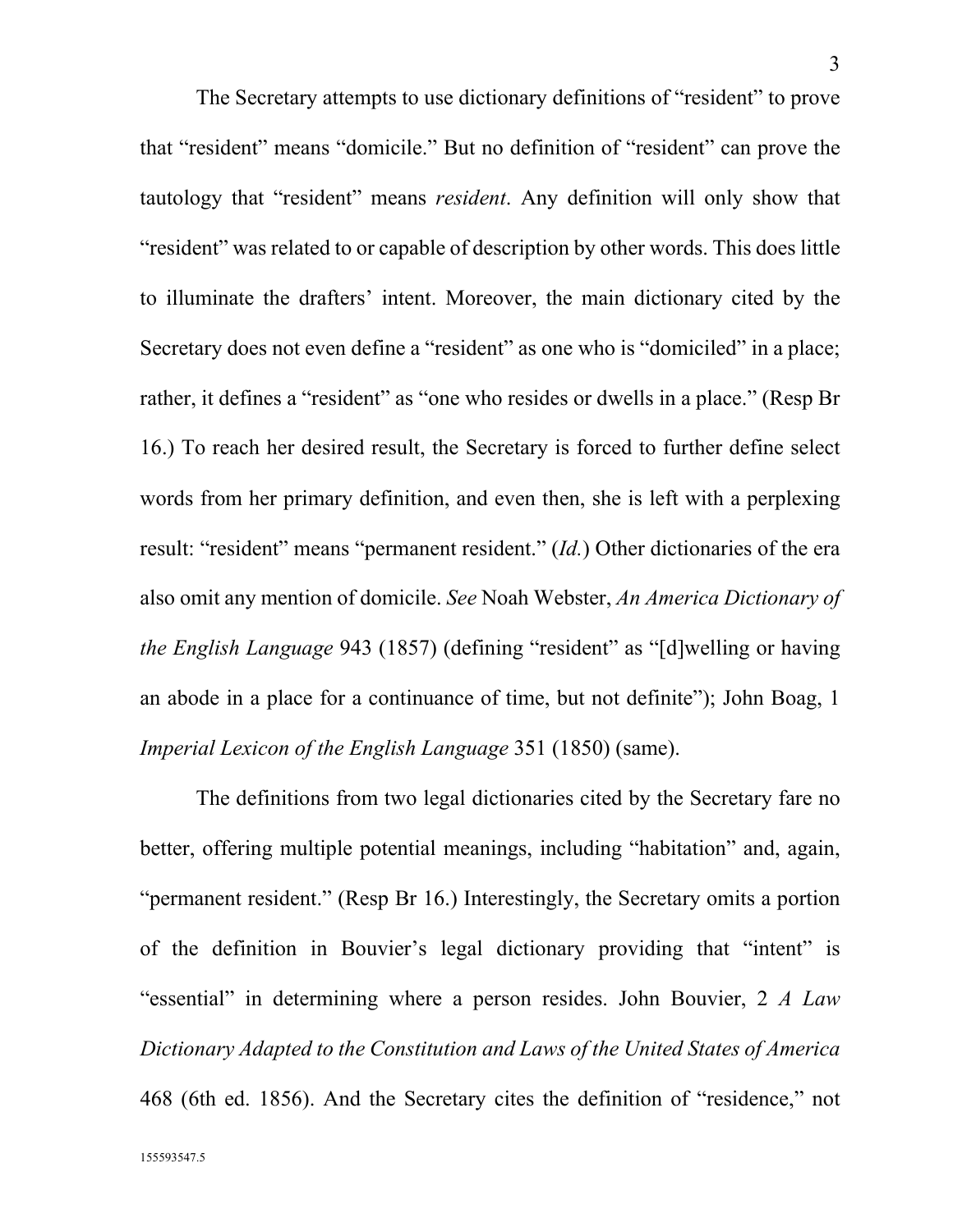The Secretary attempts to use dictionary definitions of "resident" to prove that "resident" means "domicile." But no definition of "resident" can prove the tautology that "resident" means *resident*. Any definition will only show that "resident" was related to or capable of description by other words. This does little to illuminate the drafters' intent. Moreover, the main dictionary cited by the Secretary does not even define a "resident" as one who is "domiciled" in a place; rather, it defines a "resident" as "one who resides or dwells in a place." (Resp Br 16.) To reach her desired result, the Secretary is forced to further define select words from her primary definition, and even then, she is left with a perplexing result: "resident" means "permanent resident." (*Id.*) Other dictionaries of the era also omit any mention of domicile. *See* Noah Webster, *An America Dictionary of the English Language* 943 (1857) (defining "resident" as "[d]welling or having an abode in a place for a continuance of time, but not definite"); John Boag, 1 *Imperial Lexicon of the English Language* 351 (1850) (same).

The definitions from two legal dictionaries cited by the Secretary fare no better, offering multiple potential meanings, including "habitation" and, again, "permanent resident." (Resp Br 16.) Interestingly, the Secretary omits a portion of the definition in Bouvier's legal dictionary providing that "intent" is "essential" in determining where a person resides. John Bouvier, 2 *A Law Dictionary Adapted to the Constitution and Laws of the United States of America* 468 (6th ed. 1856). And the Secretary cites the definition of "residence," not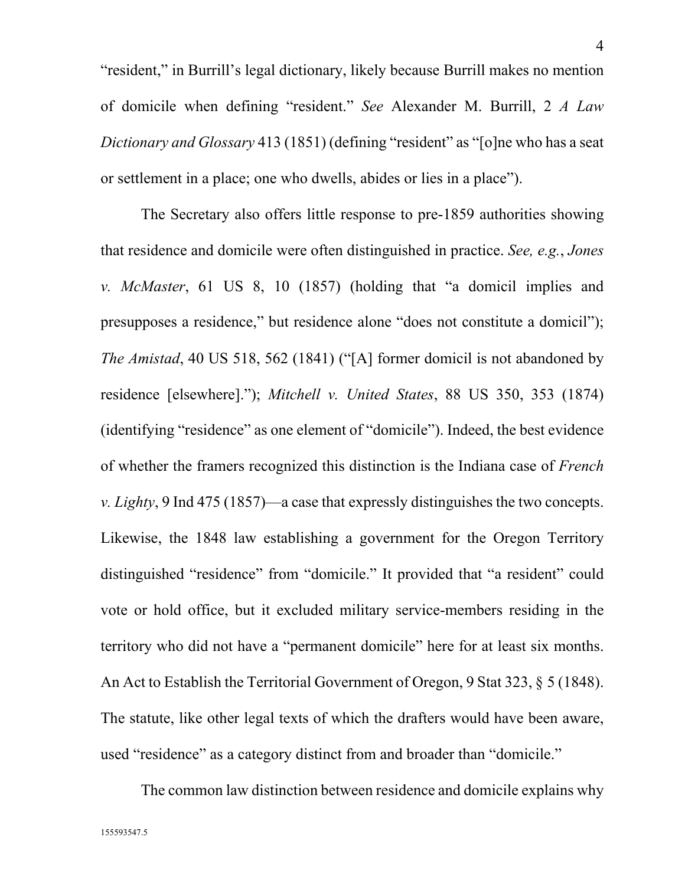"resident," in Burrill's legal dictionary, likely because Burrill makes no mention of domicile when defining "resident." *See* Alexander M. Burrill, 2 *A Law Dictionary and Glossary* 413 (1851) (defining "resident" as "[o]ne who has a seat or settlement in a place; one who dwells, abides or lies in a place").

The Secretary also offers little response to pre-1859 authorities showing that residence and domicile were often distinguished in practice. *See, e.g.*, *Jones v. McMaster*, 61 US 8, 10 (1857) (holding that "a domicil implies and presupposes a residence," but residence alone "does not constitute a domicil"); *The Amistad*, 40 US 518, 562 (1841) ("[A] former domicil is not abandoned by residence [elsewhere]."); *Mitchell v. United States*, 88 US 350, 353 (1874) (identifying "residence" as one element of "domicile"). Indeed, the best evidence of whether the framers recognized this distinction is the Indiana case of *French v. Lighty*, 9 Ind 475 (1857)—a case that expressly distinguishes the two concepts. Likewise, the 1848 law establishing a government for the Oregon Territory distinguished "residence" from "domicile." It provided that "a resident" could vote or hold office, but it excluded military service-members residing in the territory who did not have a "permanent domicile" here for at least six months. An Act to Establish the Territorial Government of Oregon, 9 Stat 323, § 5 (1848). The statute, like other legal texts of which the drafters would have been aware, used "residence" as a category distinct from and broader than "domicile."

The common law distinction between residence and domicile explains why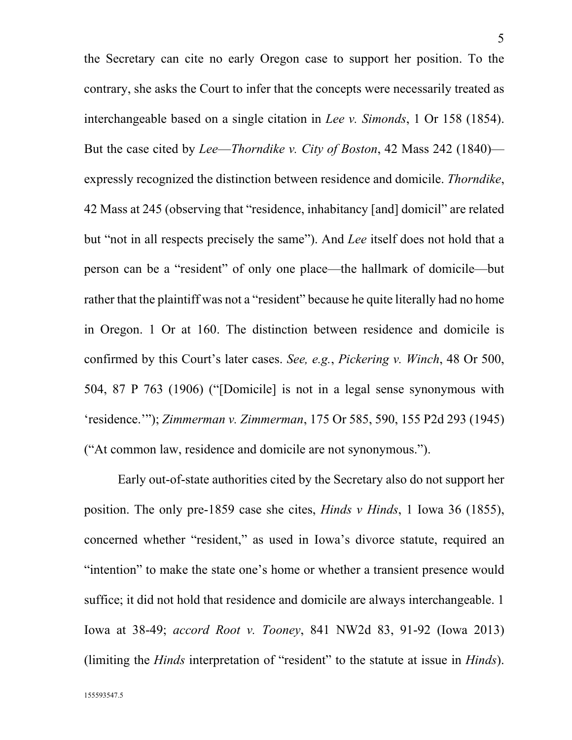the Secretary can cite no early Oregon case to support her position. To the contrary, she asks the Court to infer that the concepts were necessarily treated as interchangeable based on a single citation in *Lee v. Simonds*, 1 Or 158 (1854). But the case cited by *Lee*—*Thorndike v. City of Boston*, 42 Mass 242 (1840)—expressly recognized the distinction between residence and domicile. *Thorndike*, 42 Mass at 245 (observing that "residence, inhabitancy [and] domicil" are related but "not in all respects precisely the same"). And *Lee* itself does not hold that a person can be a "resident" of only one place—the hallmark of domicile—but rather that the plaintiff was not a "resident" because he quite literally had no home in Oregon. 1 Or at 160. The distinction between residence and domicile is confirmed by this Court's later cases. *See, e.g.*, *Pickering v. Winch*, 48 Or 500, 504, 87 P 763 (1906) ("[Domicile] is not in a legal sense synonymous with 'residence.'"); *Zimmerman v. Zimmerman*, 175 Or 585, 590, 155 P2d 293 (1945) ("At common law, residence and domicile are not synonymous.").

Early out-of-state authorities cited by the Secretary also do not support her position. The only pre-1859 case she cites, *Hinds v Hinds*, 1 Iowa 36 (1855), concerned whether "resident," as used in Iowa's divorce statute, required an "intention" to make the state one's home or whether a transient presence would suffice; it did not hold that residence and domicile are always interchangeable. 1 Iowa at 38-49; *accord Root v. Tooney*, 841 NW2d 83, 91-92 (Iowa 2013) (limiting the *Hinds* interpretation of "resident" to the statute at issue in *Hinds*).

155593547.5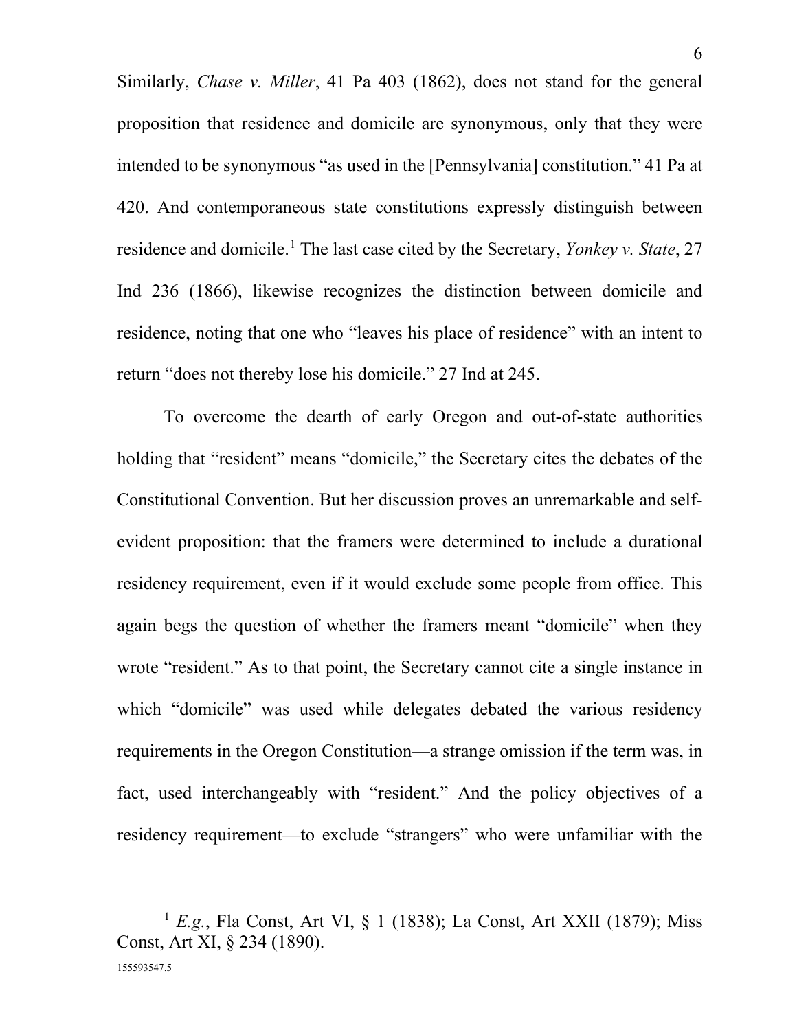Similarly, *Chase v. Miller*, 41 Pa 403 (1862), does not stand for the general proposition that residence and domicile are synonymous, only that they were intended to be synonymous "as used in the [Pennsylvania] constitution." 41 Pa at 420. And contemporaneous state constitutions expressly distinguish between residence and domicile.[1] The last case cited by the Secretary, *Yonkey v. State*, 27 Ind 236 (1866), likewise recognizes the distinction between domicile and residence, noting that one who "leaves his place of residence" with an intent to return "does not thereby lose his domicile." 27 Ind at 245.

To overcome the dearth of early Oregon and out-of-state authorities holding that "resident" means "domicile," the Secretary cites the debates of the Constitutional Convention. But her discussion proves an unremarkable and self-evident proposition: that the framers were determined to include a durational residency requirement, even if it would exclude some people from office. This again begs the question of whether the framers meant "domicile" when they wrote "resident." As to that point, the Secretary cannot cite a single instance in which "domicile" was used while delegates debated the various residency requirements in the Oregon Constitution—a strange omission if the term was, in fact, used interchangeably with "resident." And the policy objectives of a residency requirement—to exclude "strangers" who were unfamiliar with the

[1] *E.g.*, Fla Const, Art VI, § 1 (1838); La Const, Art XXII (1879); Miss Const, Art XI, § 234 (1890).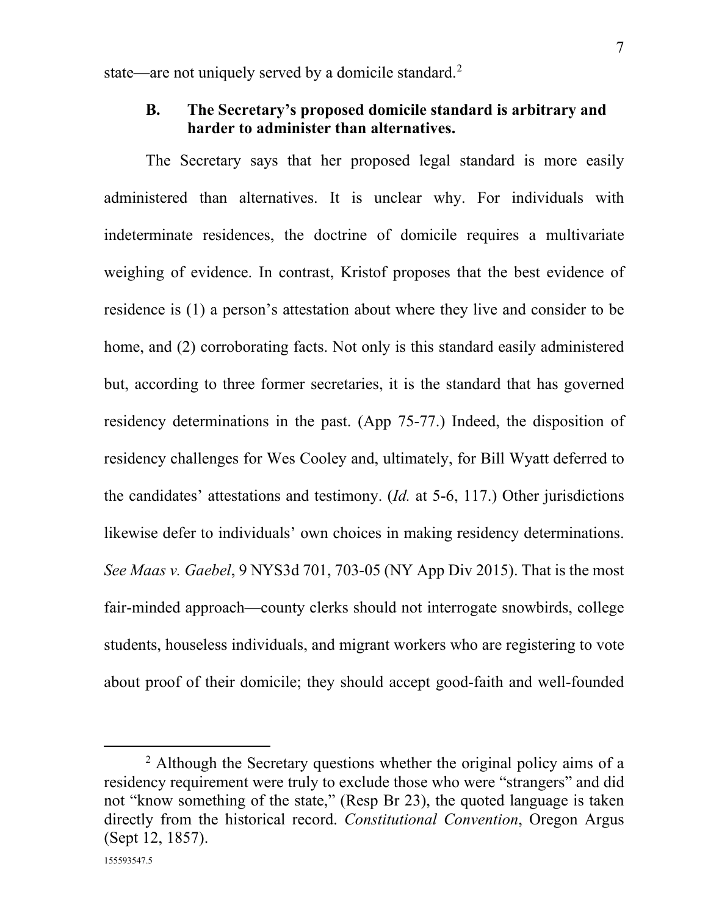state—are not uniquely served by a domicile standard.[2]

### B. The Secretary's proposed domicile standard is arbitrary and harder to administer than alternatives.

The Secretary says that her proposed legal standard is more easily administered than alternatives. It is unclear why. For individuals with indeterminate residences, the doctrine of domicile requires a multivariate weighing of evidence. In contrast, Kristof proposes that the best evidence of residence is (1) a person's attestation about where they live and consider to be home, and (2) corroborating facts. Not only is this standard easily administered but, according to three former secretaries, it is the standard that has governed residency determinations in the past. (App 75-77.) Indeed, the disposition of residency challenges for Wes Cooley and, ultimately, for Bill Wyatt deferred to the candidates' attestations and testimony. (*Id.* at 5-6, 117.) Other jurisdictions likewise defer to individuals' own choices in making residency determinations. *See Maas v. Gaebel*, 9 NYS3d 701, 703-05 (NY App Div 2015). That is the most fair-minded approach—county clerks should not interrogate snowbirds, college students, houseless individuals, and migrant workers who are registering to vote about proof of their domicile; they should accept good-faith and well-founded

[2] Although the Secretary questions whether the original policy aims of a residency requirement were truly to exclude those who were "strangers" and did not "know something of the state," (Resp Br 23), the quoted language is taken directly from the historical record. *Constitutional Convention*, Oregon Argus (Sept 12, 1857).

155593547.5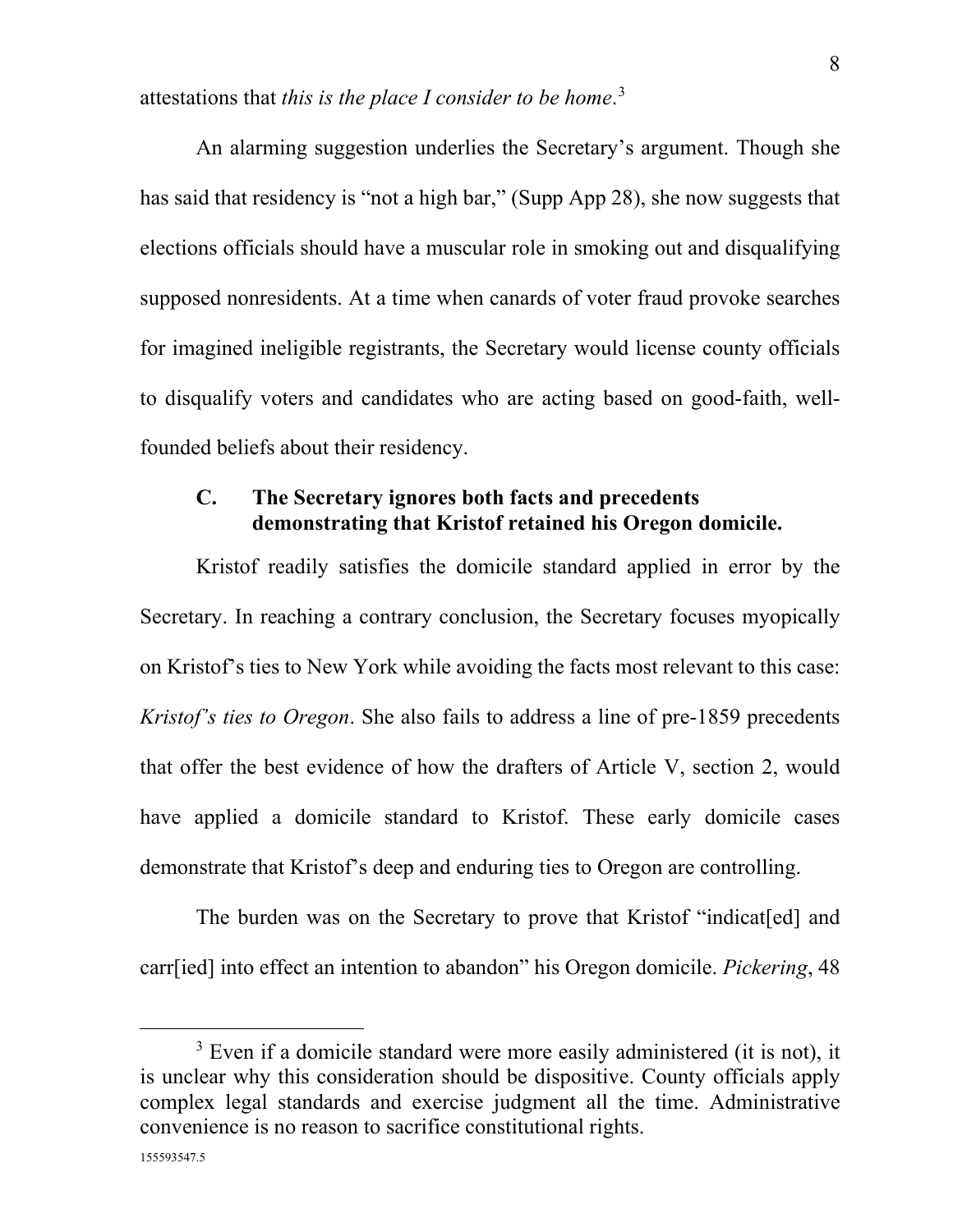attestations that *this is the place I consider to be home*.[3]

An alarming suggestion underlies the Secretary's argument. Though she has said that residency is "not a high bar," (Supp App 28), she now suggests that elections officials should have a muscular role in smoking out and disqualifying supposed nonresidents. At a time when canards of voter fraud provoke searches for imagined ineligible registrants, the Secretary would license county officials to disqualify voters and candidates who are acting based on good-faith, well-founded beliefs about their residency.

### C. The Secretary ignores both facts and precedents demonstrating that Kristof retained his Oregon domicile.

Kristof readily satisfies the domicile standard applied in error by the Secretary. In reaching a contrary conclusion, the Secretary focuses myopically on Kristof's ties to New York while avoiding the facts most relevant to this case: *Kristof's ties to Oregon*. She also fails to address a line of pre-1859 precedents that offer the best evidence of how the drafters of Article V, section 2, would have applied a domicile standard to Kristof. These early domicile cases demonstrate that Kristof's deep and enduring ties to Oregon are controlling.

The burden was on the Secretary to prove that Kristof "indicat[ed] and carr[ied] into effect an intention to abandon" his Oregon domicile. *Pickering*, 48

---

[3] Even if a domicile standard were more easily administered (it is not), it is unclear why this consideration should be dispositive. County officials apply complex legal standards and exercise judgment all the time. Administrative convenience is no reason to sacrifice constitutional rights.

155593547.5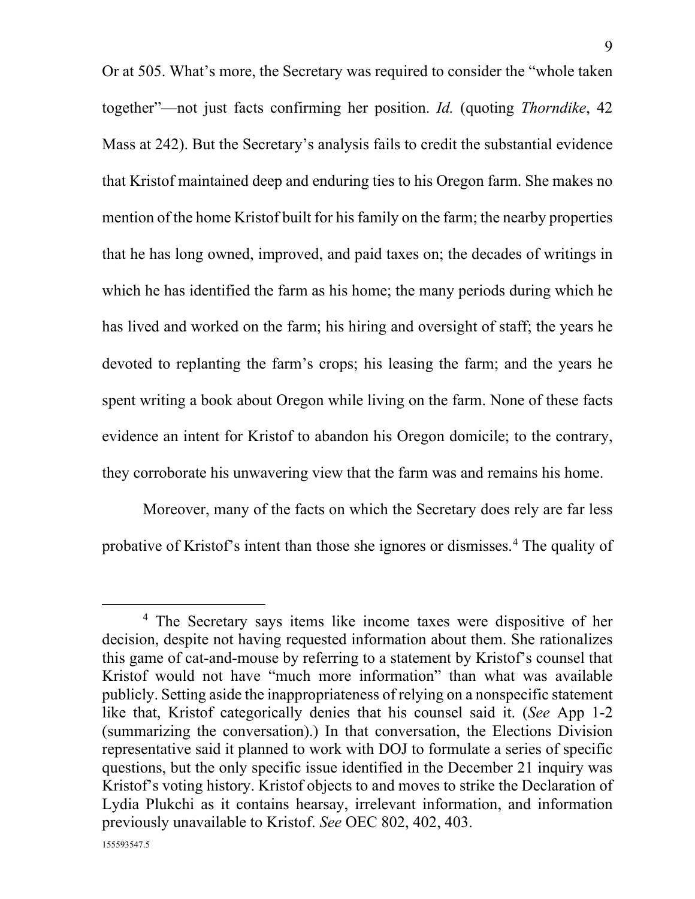Or at 505. What's more, the Secretary was required to consider the "whole taken together"—not just facts confirming her position. *Id.* (quoting *Thorndike*, 42 Mass at 242). But the Secretary's analysis fails to credit the substantial evidence that Kristof maintained deep and enduring ties to his Oregon farm. She makes no mention of the home Kristof built for his family on the farm; the nearby properties that he has long owned, improved, and paid taxes on; the decades of writings in which he has identified the farm as his home; the many periods during which he has lived and worked on the farm; his hiring and oversight of staff; the years he devoted to replanting the farm's crops; his leasing the farm; and the years he spent writing a book about Oregon while living on the farm. None of these facts evidence an intent for Kristof to abandon his Oregon domicile; to the contrary, they corroborate his unwavering view that the farm was and remains his home.

Moreover, many of the facts on which the Secretary does rely are far less probative of Kristof's intent than those she ignores or dismisses.[4] The quality of

[4] The Secretary says items like income taxes were dispositive of her decision, despite not having requested information about them. She rationalizes this game of cat-and-mouse by referring to a statement by Kristof's counsel that Kristof would not have "much more information" than what was available publicly. Setting aside the inappropriateness of relying on a nonspecific statement like that, Kristof categorically denies that his counsel said it. (*See* App 1-2 (summarizing the conversation).) In that conversation, the Elections Division representative said it planned to work with DOJ to formulate a series of specific questions, but the only specific issue identified in the December 21 inquiry was Kristof's voting history. Kristof objects to and moves to strike the Declaration of Lydia Plukchi as it contains hearsay, irrelevant information, and information previously unavailable to Kristof. *See* OEC 802, 402, 403.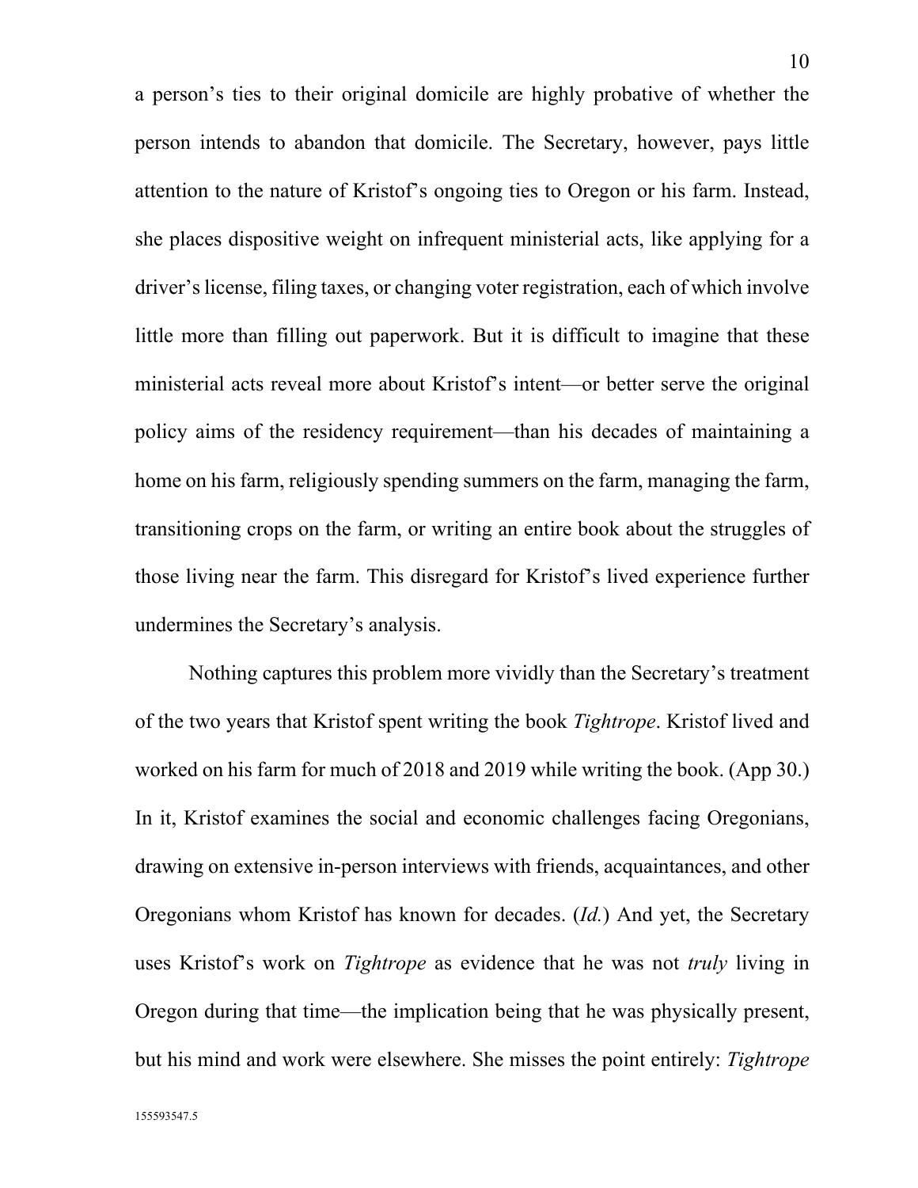a person's ties to their original domicile are highly probative of whether the person intends to abandon that domicile. The Secretary, however, pays little attention to the nature of Kristof's ongoing ties to Oregon or his farm. Instead, she places dispositive weight on infrequent ministerial acts, like applying for a driver's license, filing taxes, or changing voter registration, each of which involve little more than filling out paperwork. But it is difficult to imagine that these ministerial acts reveal more about Kristof's intent—or better serve the original policy aims of the residency requirement—than his decades of maintaining a home on his farm, religiously spending summers on the farm, managing the farm, transitioning crops on the farm, or writing an entire book about the struggles of those living near the farm. This disregard for Kristof's lived experience further undermines the Secretary's analysis.

Nothing captures this problem more vividly than the Secretary's treatment of the two years that Kristof spent writing the book *Tightrope*. Kristof lived and worked on his farm for much of 2018 and 2019 while writing the book. (App 30.) In it, Kristof examines the social and economic challenges facing Oregonians, drawing on extensive in-person interviews with friends, acquaintances, and other Oregonians whom Kristof has known for decades. (*Id.*) And yet, the Secretary uses Kristof's work on *Tightrope* as evidence that he was not *truly* living in Oregon during that time—the implication being that he was physically present, but his mind and work were elsewhere. She misses the point entirely: *Tightrope*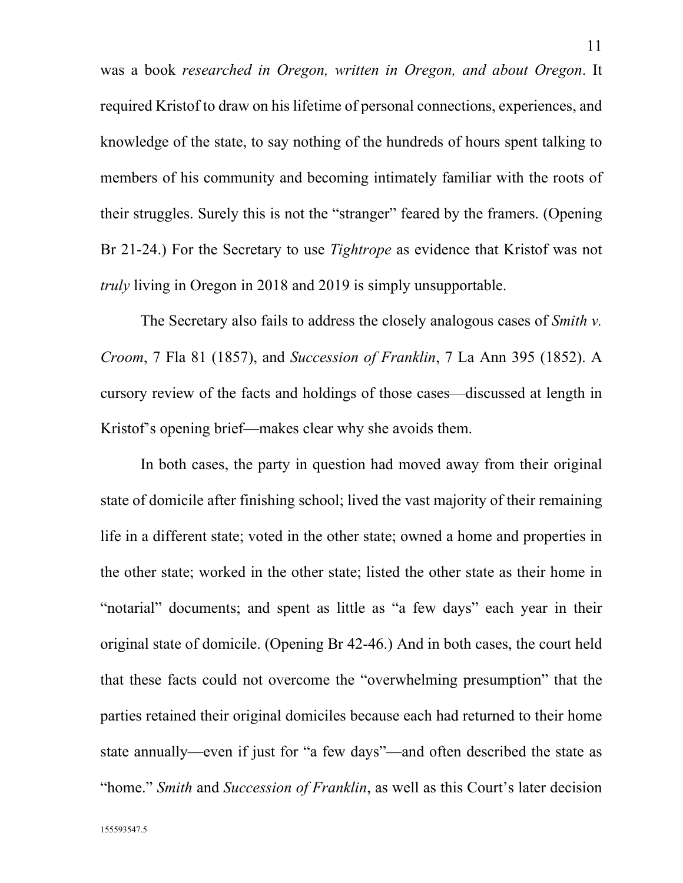was a book *researched in Oregon, written in Oregon, and about Oregon*. It required Kristof to draw on his lifetime of personal connections, experiences, and knowledge of the state, to say nothing of the hundreds of hours spent talking to members of his community and becoming intimately familiar with the roots of their struggles. Surely this is not the "stranger" feared by the framers. (Opening Br 21-24.) For the Secretary to use *Tightrope* as evidence that Kristof was not *truly* living in Oregon in 2018 and 2019 is simply unsupportable.

The Secretary also fails to address the closely analogous cases of *Smith v. Croom*, 7 Fla 81 (1857), and *Succession of Franklin*, 7 La Ann 395 (1852). A cursory review of the facts and holdings of those cases—discussed at length in Kristof's opening brief—makes clear why she avoids them.

In both cases, the party in question had moved away from their original state of domicile after finishing school; lived the vast majority of their remaining life in a different state; voted in the other state; owned a home and properties in the other state; worked in the other state; listed the other state as their home in "notarial" documents; and spent as little as "a few days" each year in their original state of domicile. (Opening Br 42-46.) And in both cases, the court held that these facts could not overcome the "overwhelming presumption" that the parties retained their original domiciles because each had returned to their home state annually—even if just for "a few days"—and often described the state as "home." *Smith* and *Succession of Franklin*, as well as this Court's later decision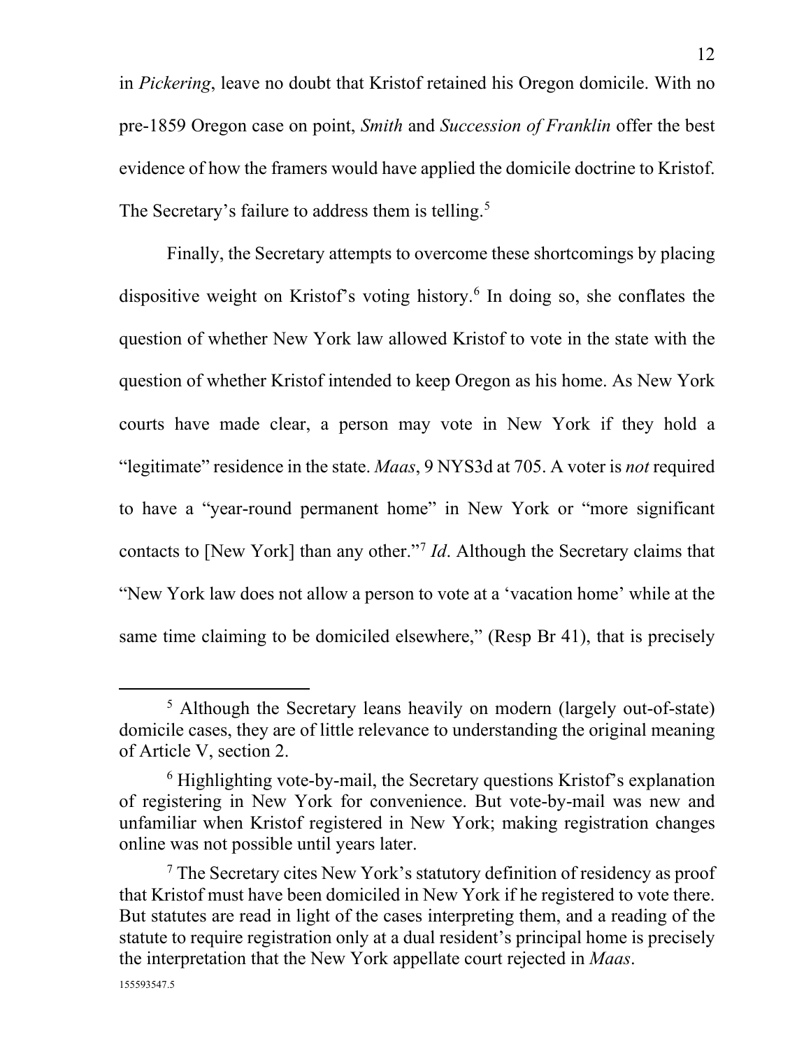in *Pickering*, leave no doubt that Kristof retained his Oregon domicile. With no pre-1859 Oregon case on point, *Smith* and *Succession of Franklin* offer the best evidence of how the framers would have applied the domicile doctrine to Kristof. The Secretary's failure to address them is telling.[5]

Finally, the Secretary attempts to overcome these shortcomings by placing dispositive weight on Kristof's voting history.[6] In doing so, she conflates the question of whether New York law allowed Kristof to vote in the state with the question of whether Kristof intended to keep Oregon as his home. As New York courts have made clear, a person may vote in New York if they hold a "legitimate" residence in the state. *Maas*, 9 NYS3d at 705. A voter is *not* required to have a "year-round permanent home" in New York or "more significant contacts to [New York] than any other."[7] *Id*. Although the Secretary claims that "New York law does not allow a person to vote at a 'vacation home' while at the same time claiming to be domiciled elsewhere," (Resp Br 41), that is precisely

---

[5] Although the Secretary leans heavily on modern (largely out-of-state) domicile cases, they are of little relevance to understanding the original meaning of Article V, section 2.

[6] Highlighting vote-by-mail, the Secretary questions Kristof's explanation of registering in New York for convenience. But vote-by-mail was new and unfamiliar when Kristof registered in New York; making registration changes online was not possible until years later.

[7] The Secretary cites New York's statutory definition of residency as proof that Kristof must have been domiciled in New York if he registered to vote there. But statutes are read in light of the cases interpreting them, and a reading of the statute to require registration only at a dual resident's principal home is precisely the interpretation that the New York appellate court rejected in *Maas*.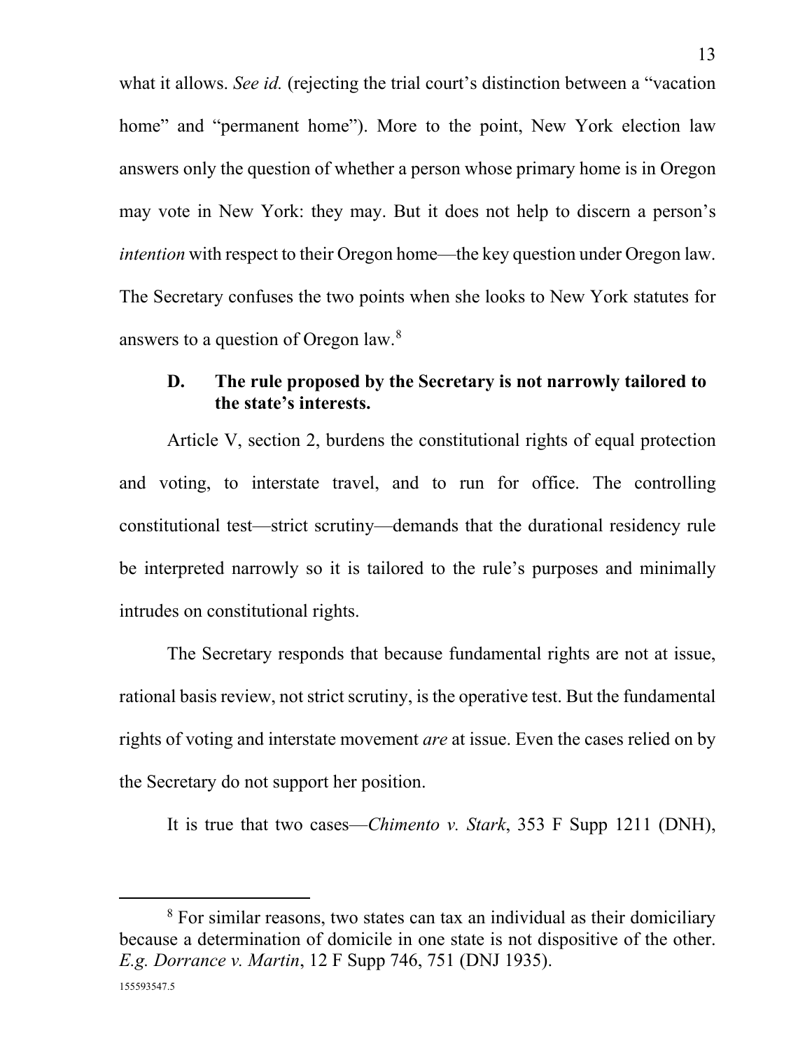what it allows. *See id.* (rejecting the trial court's distinction between a "vacation home" and "permanent home"). More to the point, New York election law answers only the question of whether a person whose primary home is in Oregon may vote in New York: they may. But it does not help to discern a person's *intention* with respect to their Oregon home—the key question under Oregon law. The Secretary confuses the two points when she looks to New York statutes for answers to a question of Oregon law.[8]

### D. The rule proposed by the Secretary is not narrowly tailored to the state's interests.

Article V, section 2, burdens the constitutional rights of equal protection and voting, to interstate travel, and to run for office. The controlling constitutional test—strict scrutiny—demands that the durational residency rule be interpreted narrowly so it is tailored to the rule's purposes and minimally intrudes on constitutional rights.

The Secretary responds that because fundamental rights are not at issue, rational basis review, not strict scrutiny, is the operative test. But the fundamental rights of voting and interstate movement *are* at issue. Even the cases relied on by the Secretary do not support her position.

It is true that two cases—*Chimento v. Stark*, 353 F Supp 1211 (DNH),

[8] For similar reasons, two states can tax an individual as their domiciliary because a determination of domicile in one state is not dispositive of the other. *E.g. Dorrance v. Martin*, 12 F Supp 746, 751 (DNJ 1935).

155593547.5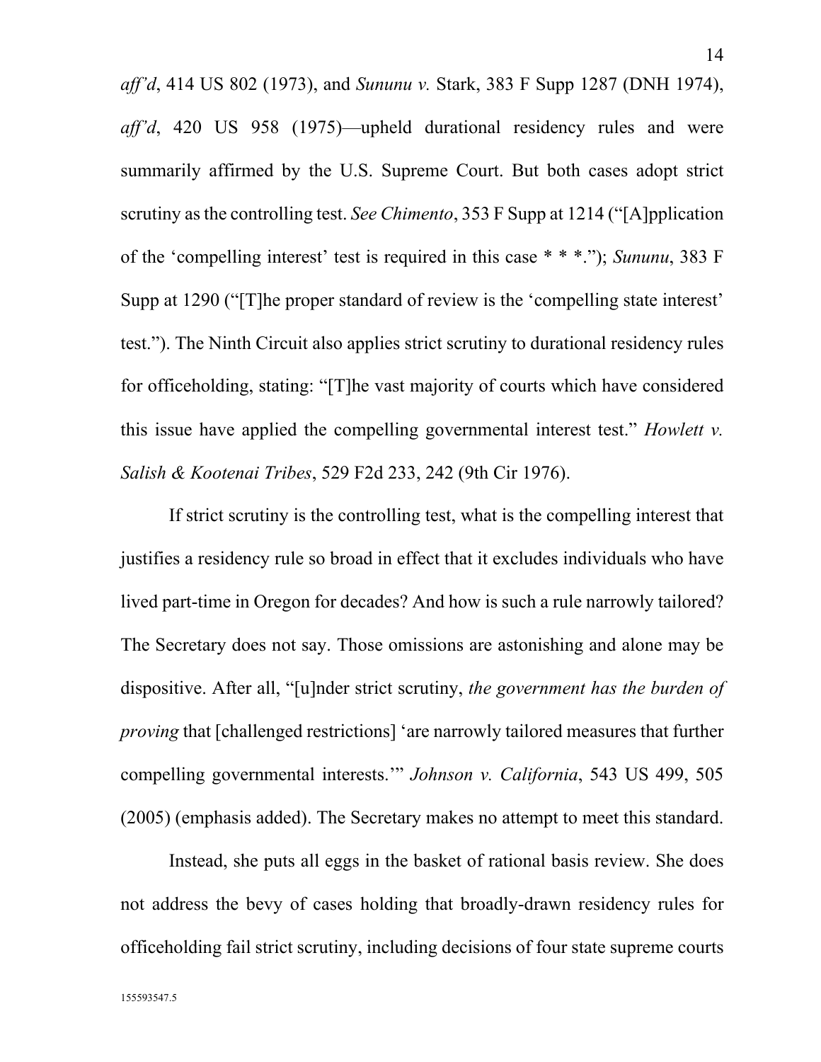*aff'd*, 414 US 802 (1973), and *Sununu v.* Stark, 383 F Supp 1287 (DNH 1974), *aff'd*, 420 US 958 (1975)—upheld durational residency rules and were summarily affirmed by the U.S. Supreme Court. But both cases adopt strict scrutiny as the controlling test. *See Chimento*, 353 F Supp at 1214 ("[A]pplication of the 'compelling interest' test is required in this case * * *."); *Sununu*, 383 F Supp at 1290 ("[T]he proper standard of review is the 'compelling state interest' test."). The Ninth Circuit also applies strict scrutiny to durational residency rules for officeholding, stating: "[T]he vast majority of courts which have considered this issue have applied the compelling governmental interest test." *Howlett v. Salish & Kootenai Tribes*, 529 F2d 233, 242 (9th Cir 1976).

If strict scrutiny is the controlling test, what is the compelling interest that justifies a residency rule so broad in effect that it excludes individuals who have lived part-time in Oregon for decades? And how is such a rule narrowly tailored? The Secretary does not say. Those omissions are astonishing and alone may be dispositive. After all, "[u]nder strict scrutiny, *the government has the burden of proving* that [challenged restrictions] 'are narrowly tailored measures that further compelling governmental interests.'" *Johnson v. California*, 543 US 499, 505 (2005) (emphasis added). The Secretary makes no attempt to meet this standard.

Instead, she puts all eggs in the basket of rational basis review. She does not address the bevy of cases holding that broadly-drawn residency rules for officeholding fail strict scrutiny, including decisions of four state supreme courts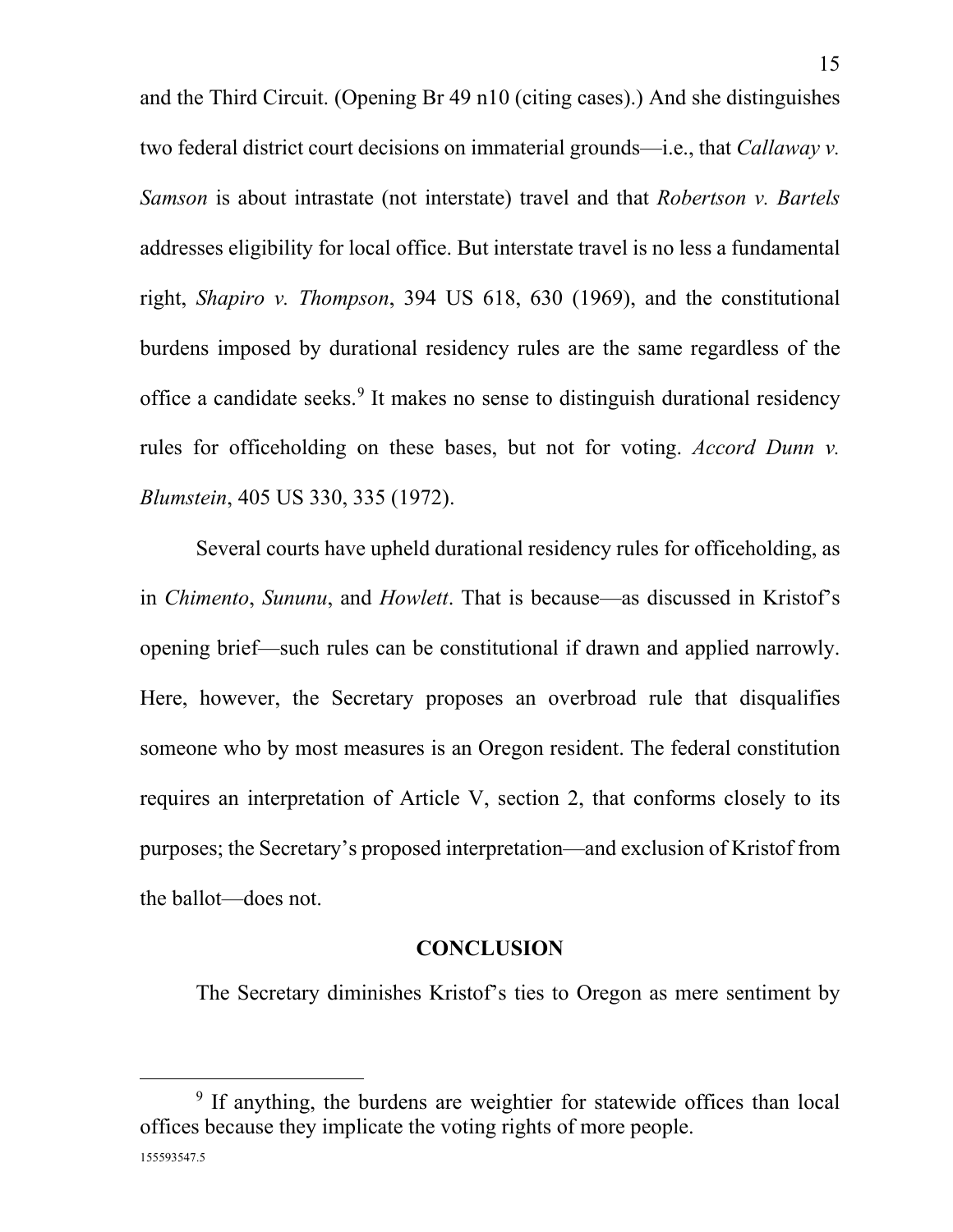and the Third Circuit. (Opening Br 49 n10 (citing cases).) And she distinguishes two federal district court decisions on immaterial grounds—i.e., that *Callaway v. Samson* is about intrastate (not interstate) travel and that *Robertson v. Bartels* addresses eligibility for local office. But interstate travel is no less a fundamental right, *Shapiro v. Thompson*, 394 US 618, 630 (1969), and the constitutional burdens imposed by durational residency rules are the same regardless of the office a candidate seeks.[9] It makes no sense to distinguish durational residency rules for officeholding on these bases, but not for voting. *Accord Dunn v. Blumstein*, 405 US 330, 335 (1972).

Several courts have upheld durational residency rules for officeholding, as in *Chimento*, *Sununu*, and *Howlett*. That is because—as discussed in Kristof's opening brief—such rules can be constitutional if drawn and applied narrowly. Here, however, the Secretary proposes an overbroad rule that disqualifies someone who by most measures is an Oregon resident. The federal constitution requires an interpretation of Article V, section 2, that conforms closely to its purposes; the Secretary's proposed interpretation—and exclusion of Kristof from the ballot—does not.

## CONCLUSION

The Secretary diminishes Kristof's ties to Oregon as mere sentiment by

[9] If anything, the burdens are weightier for statewide offices than local offices because they implicate the voting rights of more people.

155593547.5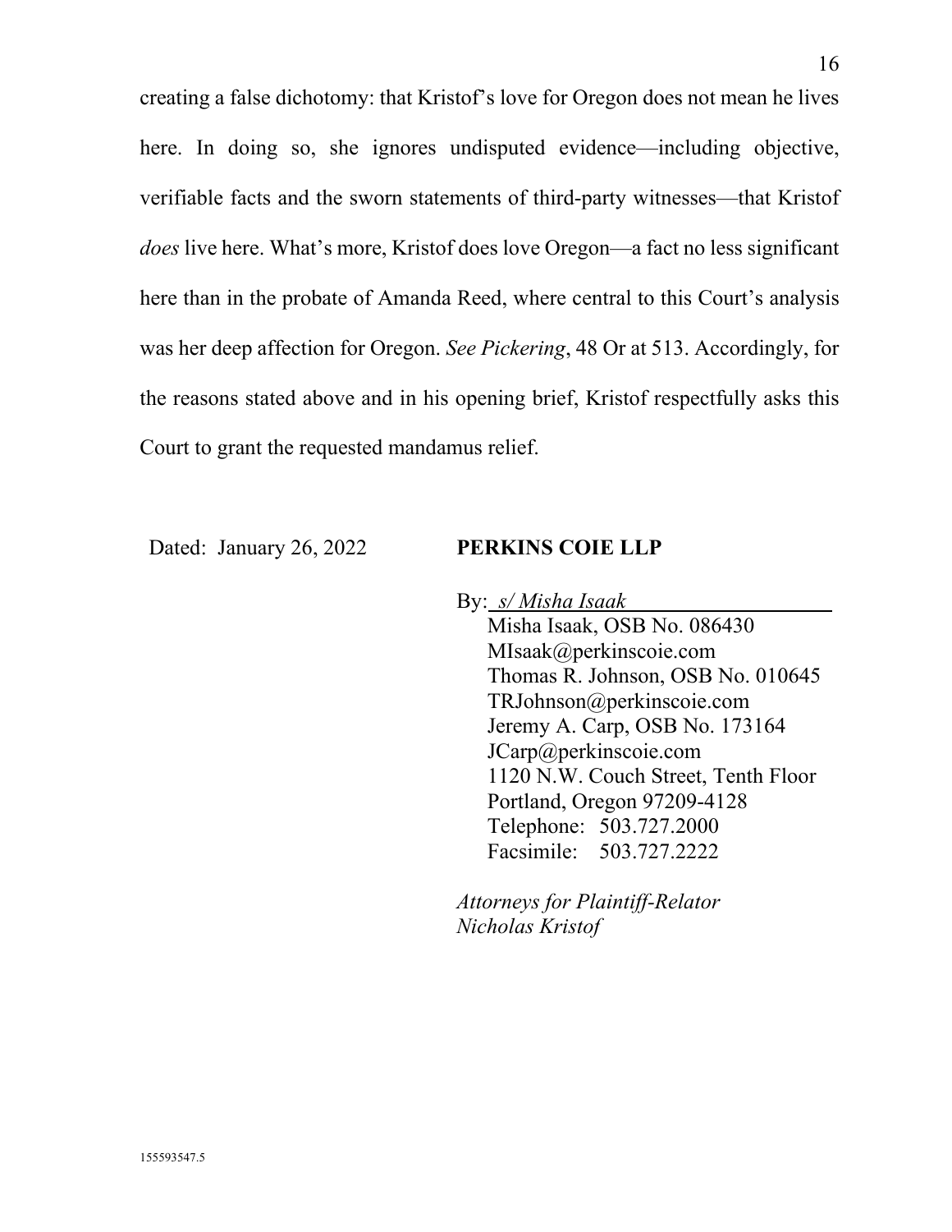creating a false dichotomy: that Kristof's love for Oregon does not mean he lives here. In doing so, she ignores undisputed evidence—including objective, verifiable facts and the sworn statements of third-party witnesses—that Kristof *does* live here. What's more, Kristof does love Oregon—a fact no less significant here than in the probate of Amanda Reed, where central to this Court's analysis was her deep affection for Oregon. *See Pickering*, 48 Or at 513. Accordingly, for the reasons stated above and in his opening brief, Kristof respectfully asks this Court to grant the requested mandamus relief.

Dated: January 26, 2022

**PERKINS COIE LLP**

By: *s/ Misha Isaak*
Misha Isaak, OSB No. 086430
MIsaak@perkinscoie.com
Thomas R. Johnson, OSB No. 010645
TRJohnson@perkinscoie.com
Jeremy A. Carp, OSB No. 173164
JCarp@perkinscoie.com
1120 N.W. Couch Street, Tenth Floor
Portland, Oregon 97209-4128
Telephone: 503.727.2000
Facsimile: 503.727.2222

*Attorneys for Plaintiff-Relator Nicholas Kristof*

155593547.5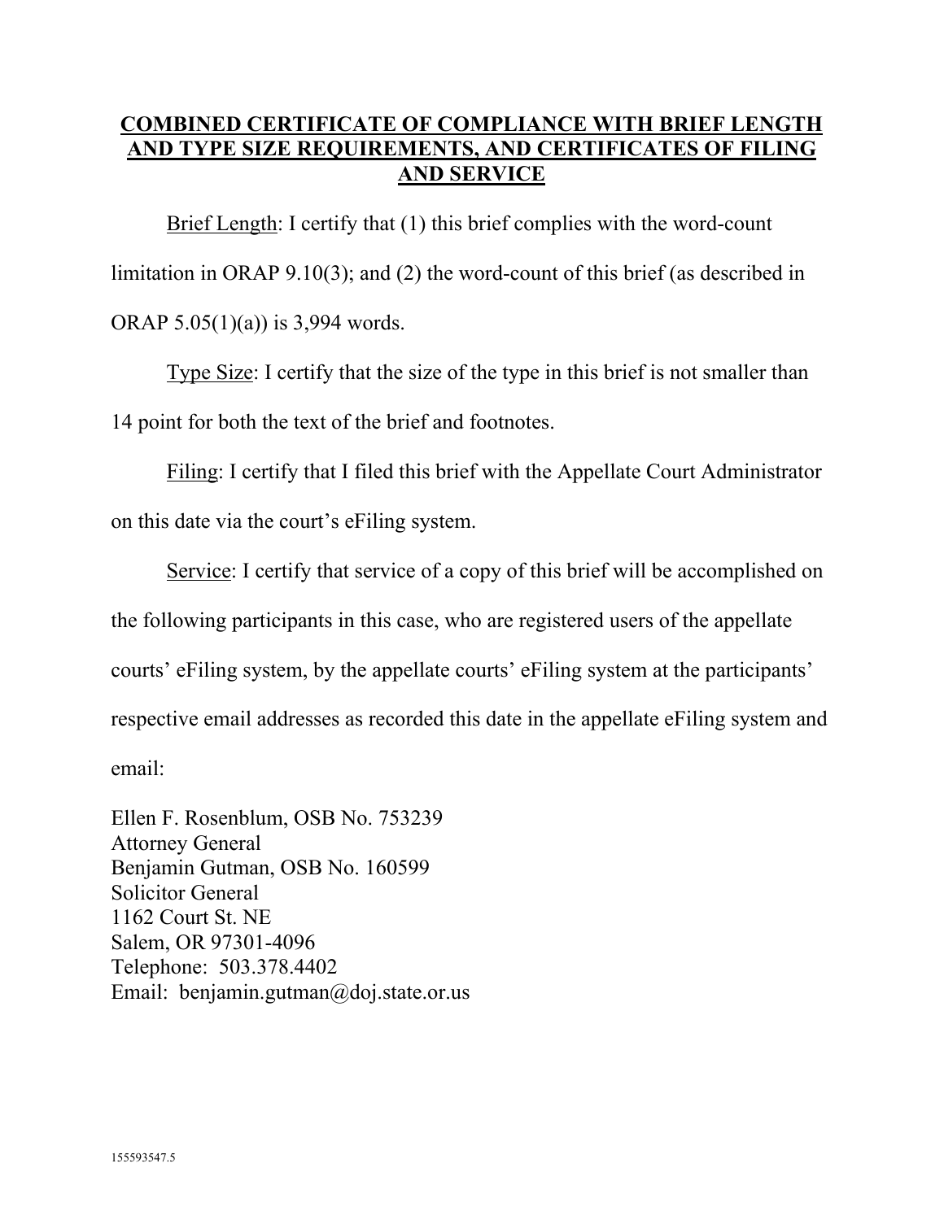# COMBINED CERTIFICATE OF COMPLIANCE WITH BRIEF LENGTH AND TYPE SIZE REQUIREMENTS, AND CERTIFICATES OF FILING AND SERVICE

Brief Length: I certify that (1) this brief complies with the word-count limitation in ORAP 9.10(3); and (2) the word-count of this brief (as described in ORAP 5.05(1)(a)) is 3,994 words.

Type Size: I certify that the size of the type in this brief is not smaller than 14 point for both the text of the brief and footnotes.

Filing: I certify that I filed this brief with the Appellate Court Administrator on this date via the court's eFiling system.

Service: I certify that service of a copy of this brief will be accomplished on the following participants in this case, who are registered users of the appellate courts' eFiling system, by the appellate courts' eFiling system at the participants' respective email addresses as recorded this date in the appellate eFiling system and email:

Ellen F. Rosenblum, OSB No. 753239
Attorney General
Benjamin Gutman, OSB No. 160599
Solicitor General
1162 Court St. NE
Salem, OR 97301-4096
Telephone: 503.378.4402
Email: benjamin.gutman@doj.state.or.us

155593547.5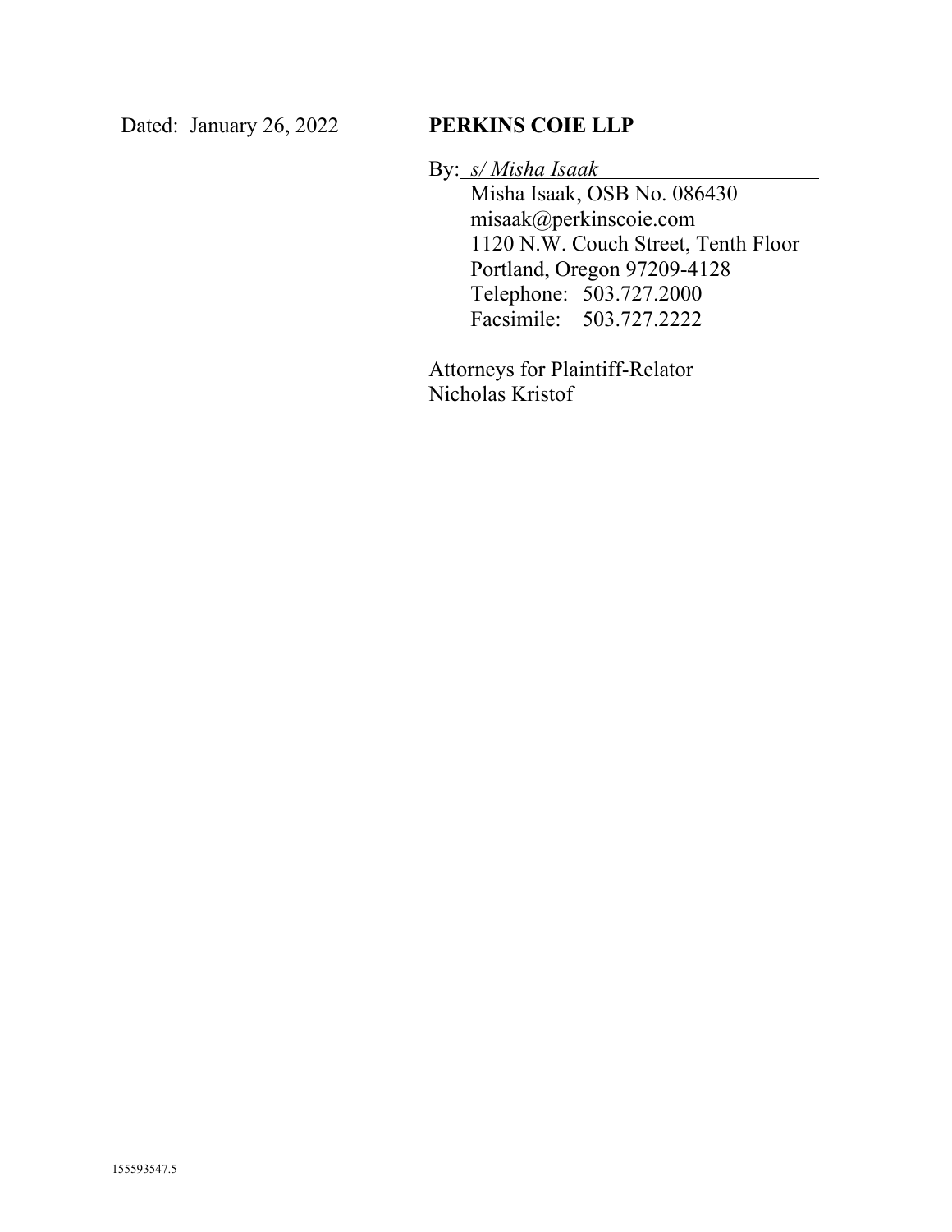Dated: January 26, 2022

**PERKINS COIE LLP**

By: *s/ Misha Isaak*

Misha Isaak, OSB No. 086430
misaak@perkinscoie.com
1120 N.W. Couch Street, Tenth Floor
Portland, Oregon 97209-4128
Telephone: 503.727.2000
Facsimile: 503.727.2222

Attorneys for Plaintiff-Relator
Nicholas Kristof

155593547.5